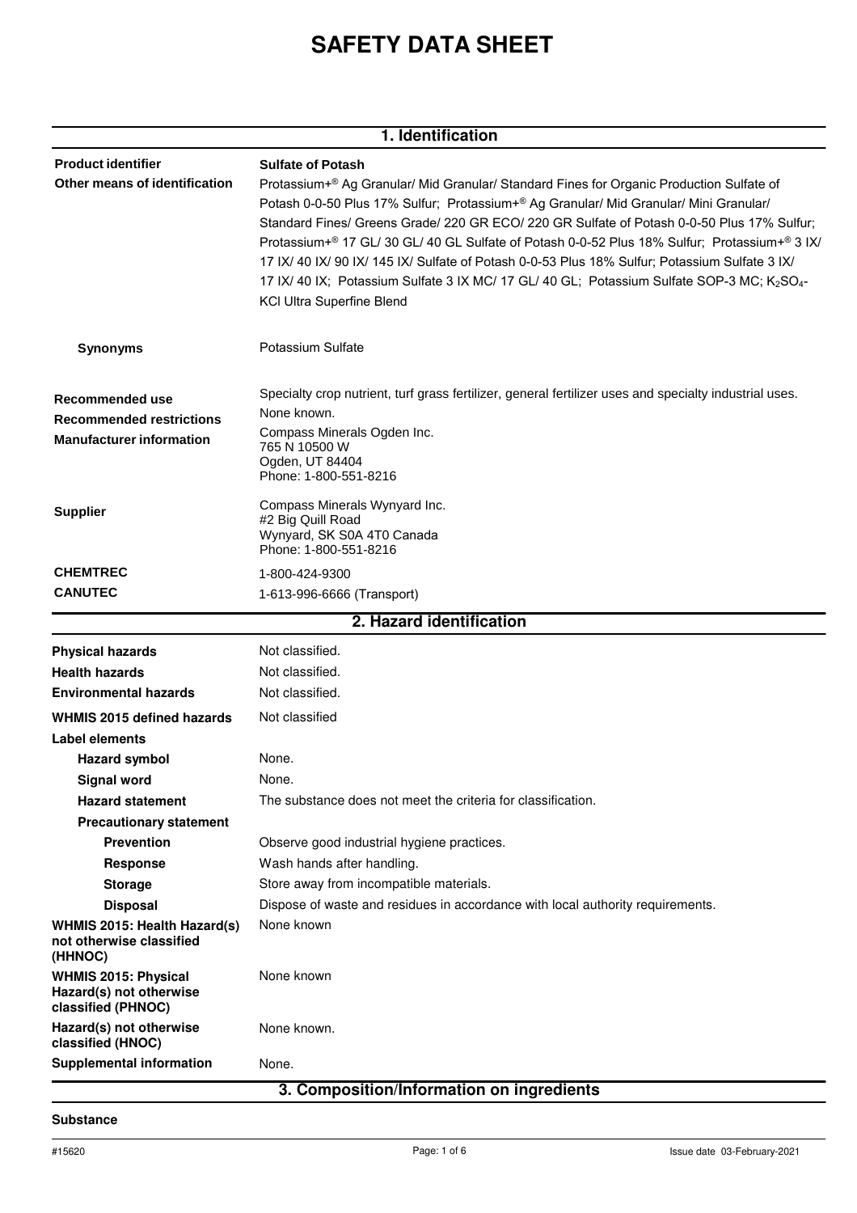# SAFETY DATA SHEET

## 1. Identification

**Product identifier**
**Sulfate of Potash**

**Other means of identification**
Protassium+® Ag Granular/ Mid Granular/ Standard Fines for Organic Production Sulfate of Potash 0-0-50 Plus 17% Sulfur; Protassium+® Ag Granular/ Mid Granular/ Mini Granular/ Standard Fines/ Greens Grade/ 220 GR ECO/ 220 GR Sulfate of Potash 0-0-50 Plus 17% Sulfur; Protassium+® 17 GL/ 30 GL/ 40 GL Sulfate of Potash 0-0-52 Plus 18% Sulfur; Protassium+® 3 IX/ 17 IX/ 40 IX/ 90 IX/ 145 IX/ Sulfate of Potash 0-0-53 Plus 18% Sulfur; Potassium Sulfate 3 IX/ 17 IX/ 40 IX; Potassium Sulfate 3 IX MC/ 17 GL/ 40 GL; Potassium Sulfate SOP-3 MC; $K_2SO_4$-KCl Ultra Superfine Blend

**Synonyms**
Potassium Sulfate

**Recommended use**
Specialty crop nutrient, turf grass fertilizer, general fertilizer uses and specialty industrial uses.

**Recommended restrictions**
None known.

**Manufacturer information**
Compass Minerals Ogden Inc.
765 N 10500 W
Ogden, UT 84404
Phone: 1-800-551-8216

**Supplier**
Compass Minerals Wynyard Inc.
#2 Big Quill Road
Wynyard, SK S0A 4T0 Canada
Phone: 1-800-551-8216

**CHEMTREC**
1-800-424-9300

**CANUTEC**
1-613-996-6666 (Transport)

## 2. Hazard identification

**Physical hazards**
Not classified.

**Health hazards**
Not classified.

**Environmental hazards**
Not classified.

**WHMIS 2015 defined hazards**
Not classified

**Label elements**

**Hazard symbol**
None.

**Signal word**
None.

**Hazard statement**
The substance does not meet the criteria for classification.

**Precautionary statement**

**Prevention**
Observe good industrial hygiene practices.

**Response**
Wash hands after handling.

**Storage**
Store away from incompatible materials.

**Disposal**
Dispose of waste and residues in accordance with local authority requirements.

**WHMIS 2015: Health Hazard(s) not otherwise classified (HHNOC)**
None known

**WHMIS 2015: Physical Hazard(s) not otherwise classified (PHNOC)**
None known

**Hazard(s) not otherwise classified (HNOC)**
None known.

**Supplemental information**
None.

## 3. Composition/Information on ingredients

**Substance**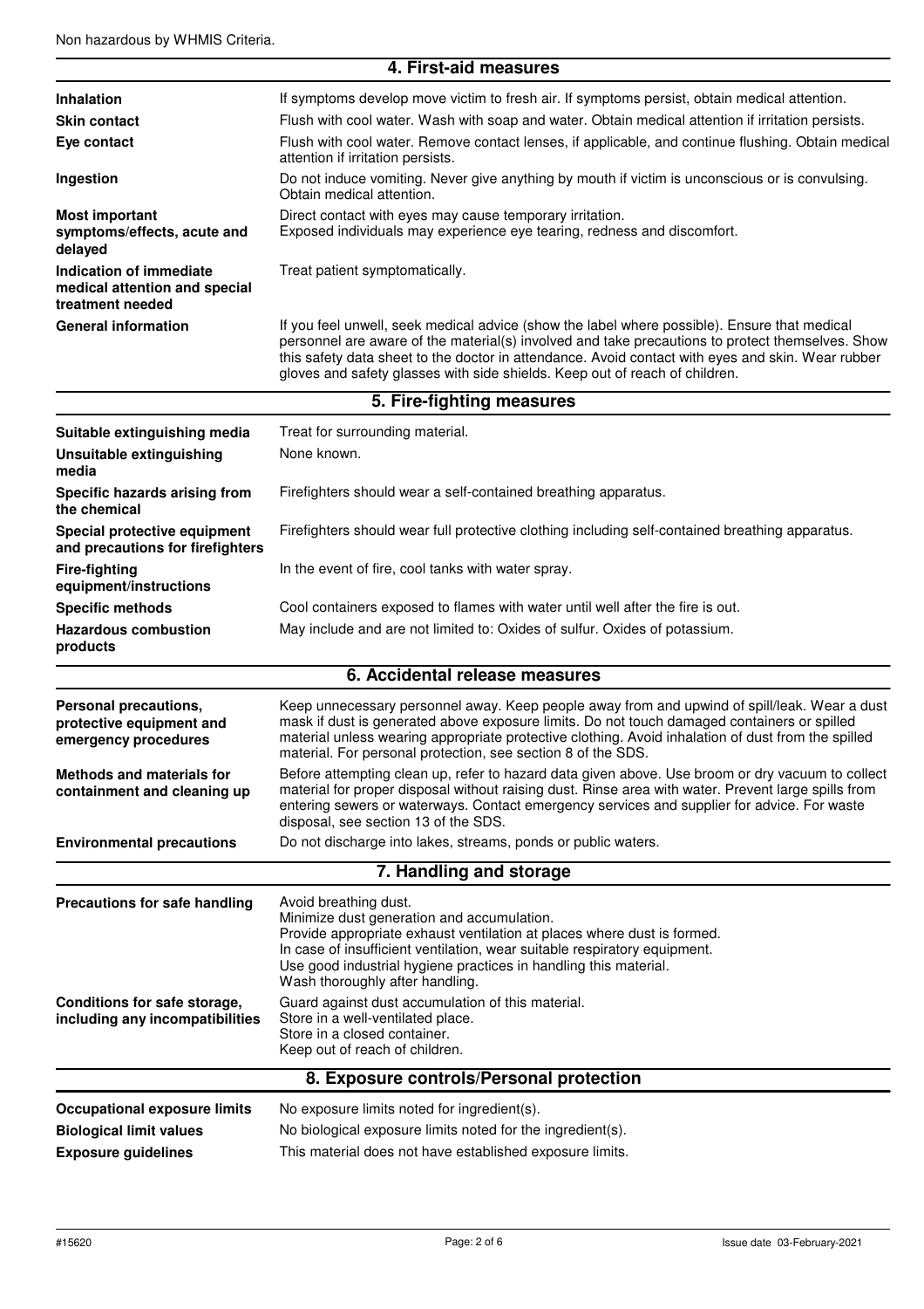Non hazardous by WHMIS Criteria.

## 4. First-aid measures

| | |
|---|---|
| **Inhalation** | If symptoms develop move victim to fresh air. If symptoms persist, obtain medical attention. |
| **Skin contact** | Flush with cool water. Wash with soap and water. Obtain medical attention if irritation persists. |
| **Eye contact** | Flush with cool water. Remove contact lenses, if applicable, and continue flushing. Obtain medical attention if irritation persists. |
| **Ingestion** | Do not induce vomiting. Never give anything by mouth if victim is unconscious or is convulsing. Obtain medical attention. |
| **Most important symptoms/effects, acute and delayed** | Direct contact with eyes may cause temporary irritation. Exposed individuals may experience eye tearing, redness and discomfort. |
| **Indication of immediate medical attention and special treatment needed** | Treat patient symptomatically. |
| **General information** | If you feel unwell, seek medical advice (show the label where possible). Ensure that medical personnel are aware of the material(s) involved and take precautions to protect themselves. Show this safety data sheet to the doctor in attendance. Avoid contact with eyes and skin. Wear rubber gloves and safety glasses with side shields. Keep out of reach of children. |

## 5. Fire-fighting measures

| | |
|---|---|
| **Suitable extinguishing media** | Treat for surrounding material. |
| **Unsuitable extinguishing media** | None known. |
| **Specific hazards arising from the chemical** | Firefighters should wear a self-contained breathing apparatus. |
| **Special protective equipment and precautions for firefighters** | Firefighters should wear full protective clothing including self-contained breathing apparatus. |
| **Fire-fighting equipment/instructions** | In the event of fire, cool tanks with water spray. |
| **Specific methods** | Cool containers exposed to flames with water until well after the fire is out. |
| **Hazardous combustion products** | May include and are not limited to: Oxides of sulfur. Oxides of potassium. |

## 6. Accidental release measures

| | |
|---|---|
| **Personal precautions, protective equipment and emergency procedures** | Keep unnecessary personnel away. Keep people away from and upwind of spill/leak. Wear a dust mask if dust is generated above exposure limits. Do not touch damaged containers or spilled material unless wearing appropriate protective clothing. Avoid inhalation of dust from the spilled material. For personal protection, see section 8 of the SDS. |
| **Methods and materials for containment and cleaning up** | Before attempting clean up, refer to hazard data given above. Use broom or dry vacuum to collect material for proper disposal without raising dust. Rinse area with water. Prevent large spills from entering sewers or waterways. Contact emergency services and supplier for advice. For waste disposal, see section 13 of the SDS. |
| **Environmental precautions** | Do not discharge into lakes, streams, ponds or public waters. |

## 7. Handling and storage

| | |
|---|---|
| **Precautions for safe handling** | Avoid breathing dust.<br>Minimize dust generation and accumulation.<br>Provide appropriate exhaust ventilation at places where dust is formed.<br>In case of insufficient ventilation, wear suitable respiratory equipment.<br>Use good industrial hygiene practices in handling this material.<br>Wash thoroughly after handling. |
| **Conditions for safe storage, including any incompatibilities** | Guard against dust accumulation of this material.<br>Store in a well-ventilated place.<br>Store in a closed container.<br>Keep out of reach of children. |

## 8. Exposure controls/Personal protection

| | |
|---|---|
| **Occupational exposure limits** | No exposure limits noted for ingredient(s). |
| **Biological limit values** | No biological exposure limits noted for the ingredient(s). |
| **Exposure guidelines** | This material does not have established exposure limits. |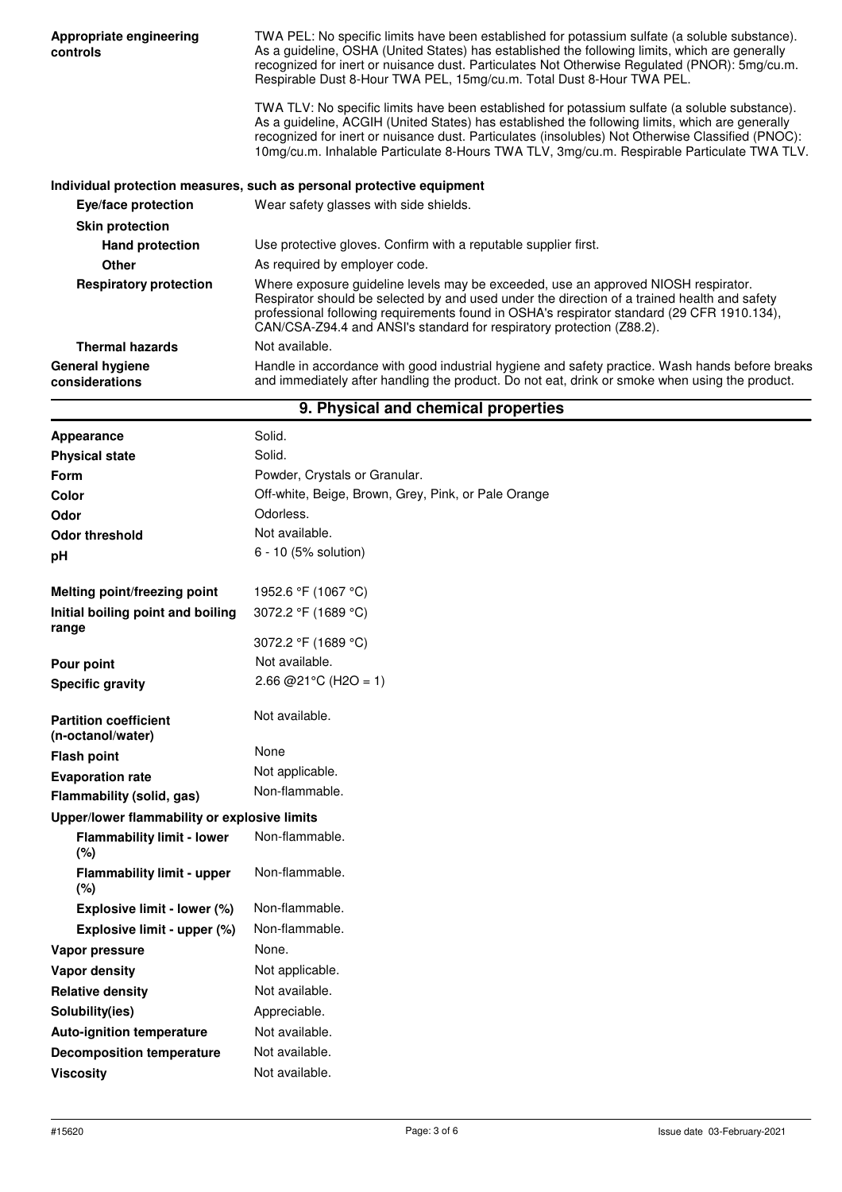| | |
|---|---|
| **Appropriate engineering controls** | TWA PEL: No specific limits have been established for potassium sulfate (a soluble substance). As a guideline, OSHA (United States) has established the following limits, which are generally recognized for inert or nuisance dust. Particulates Not Otherwise Regulated (PNOR): 5mg/cu.m. Respirable Dust 8-Hour TWA PEL, 15mg/cu.m. Total Dust 8-Hour TWA PEL.<br><br>TWA TLV: No specific limits have been established for potassium sulfate (a soluble substance). As a guideline, ACGIH (United States) has established the following limits, which are generally recognized for inert or nuisance dust. Particulates (insolubles) Not Otherwise Classified (PNOC): 10mg/cu.m. Inhalable Particulate 8-Hours TWA TLV, 3mg/cu.m. Respirable Particulate TWA TLV. |

**Individual protection measures, such as personal protective equipment**

| | |
|---|---|
| **Eye/face protection** | Wear safety glasses with side shields. |
| **Skin protection** | |
| **Hand protection** | Use protective gloves. Confirm with a reputable supplier first. |
| **Other** | As required by employer code. |
| **Respiratory protection** | Where exposure guideline levels may be exceeded, use an approved NIOSH respirator. Respirator should be selected by and used under the direction of a trained health and safety professional following requirements found in OSHA's respirator standard (29 CFR 1910.134), CAN/CSA-Z94.4 and ANSI's standard for respiratory protection (Z88.2). |
| **Thermal hazards** | Not available. |
| **General hygiene considerations** | Handle in accordance with good industrial hygiene and safety practice. Wash hands before breaks and immediately after handling the product. Do not eat, drink or smoke when using the product. |

## 9. Physical and chemical properties

| | |
|---|---|
| **Appearance** | Solid. |
| **Physical state** | Solid. |
| **Form** | Powder, Crystals or Granular. |
| **Color** | Off-white, Beige, Brown, Grey, Pink, or Pale Orange |
| **Odor** | Odorless. |
| **Odor threshold** | Not available. |
| **pH** | 6 - 10 (5% solution) |
| **Melting point/freezing point** | 1952.6 °F (1067 °C) |
| **Initial boiling point and boiling range** | 3072.2 °F (1689 °C)<br>3072.2 °F (1689 °C) |
| **Pour point** | Not available. |
| **Specific gravity** | 2.66 @21°C ($H_2O$ = 1) |
| **Partition coefficient (n-octanol/water)** | Not available. |
| **Flash point** | None |
| **Evaporation rate** | Not applicable. |
| **Flammability (solid, gas)** | Non-flammable. |
| **Upper/lower flammability or explosive limits** | |
| **Flammability limit - lower (%)** | Non-flammable. |
| **Flammability limit - upper (%)** | Non-flammable. |
| **Explosive limit - lower (%)** | Non-flammable. |
| **Explosive limit - upper (%)** | Non-flammable. |
| **Vapor pressure** | None. |
| **Vapor density** | Not applicable. |
| **Relative density** | Not available. |
| **Solubility(ies)** | Appreciable. |
| **Auto-ignition temperature** | Not available. |
| **Decomposition temperature** | Not available. |
| **Viscosity** | Not available. |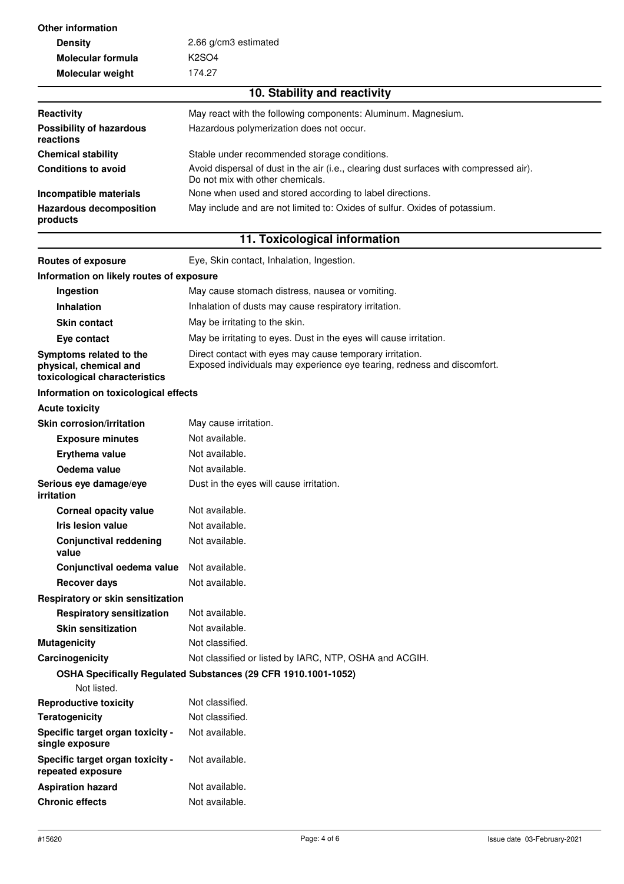**Other information**

| | |
|---|---|
| **Density** | 2.66 g/cm3 estimated |
| **Molecular formula** | $K_2SO_4$ |
| **Molecular weight** | 174.27 |

## 10. Stability and reactivity

| | |
|---|---|
| **Reactivity** | May react with the following components: Aluminum. Magnesium. |
| **Possibility of hazardous reactions** | Hazardous polymerization does not occur. |
| **Chemical stability** | Stable under recommended storage conditions. |
| **Conditions to avoid** | Avoid dispersal of dust in the air (i.e., clearing dust surfaces with compressed air). Do not mix with other chemicals. |
| **Incompatible materials** | None when used and stored according to label directions. |
| **Hazardous decomposition products** | May include and are not limited to: Oxides of sulfur. Oxides of potassium. |

## 11. Toxicological information

| | |
|---|---|
| **Routes of exposure** | Eye, Skin contact, Inhalation, Ingestion. |

**Information on likely routes of exposure**

| | |
|---|---|
| **Ingestion** | May cause stomach distress, nausea or vomiting. |
| **Inhalation** | Inhalation of dusts may cause respiratory irritation. |
| **Skin contact** | May be irritating to the skin. |
| **Eye contact** | May be irritating to eyes. Dust in the eyes will cause irritation. |
| **Symptoms related to the physical, chemical and toxicological characteristics** | Direct contact with eyes may cause temporary irritation. Exposed individuals may experience eye tearing, redness and discomfort. |

**Information on toxicological effects**

**Acute toxicity**

| | |
|---|---|
| **Skin corrosion/irritation** | May cause irritation. |
| **Exposure minutes** | Not available. |
| **Erythema value** | Not available. |
| **Oedema value** | Not available. |
| **Serious eye damage/eye irritation** | Dust in the eyes will cause irritation. |
| **Corneal opacity value** | Not available. |
| **Iris lesion value** | Not available. |
| **Conjunctival reddening value** | Not available. |
| **Conjunctival oedema value** | Not available. |
| **Recover days** | Not available. |

**Respiratory or skin sensitization**

| | |
|---|---|
| **Respiratory sensitization** | Not available. |
| **Skin sensitization** | Not available. |
| **Mutagenicity** | Not classified. |
| **Carcinogenicity** | Not classified or listed by IARC, NTP, OSHA and ACGIH. |

**OSHA Specifically Regulated Substances (29 CFR 1910.1001-1052)**

Not listed.

| | |
|---|---|
| **Reproductive toxicity** | Not classified. |
| **Teratogenicity** | Not classified. |
| **Specific target organ toxicity - single exposure** | Not available. |
| **Specific target organ toxicity - repeated exposure** | Not available. |
| **Aspiration hazard** | Not available. |
| **Chronic effects** | Not available. |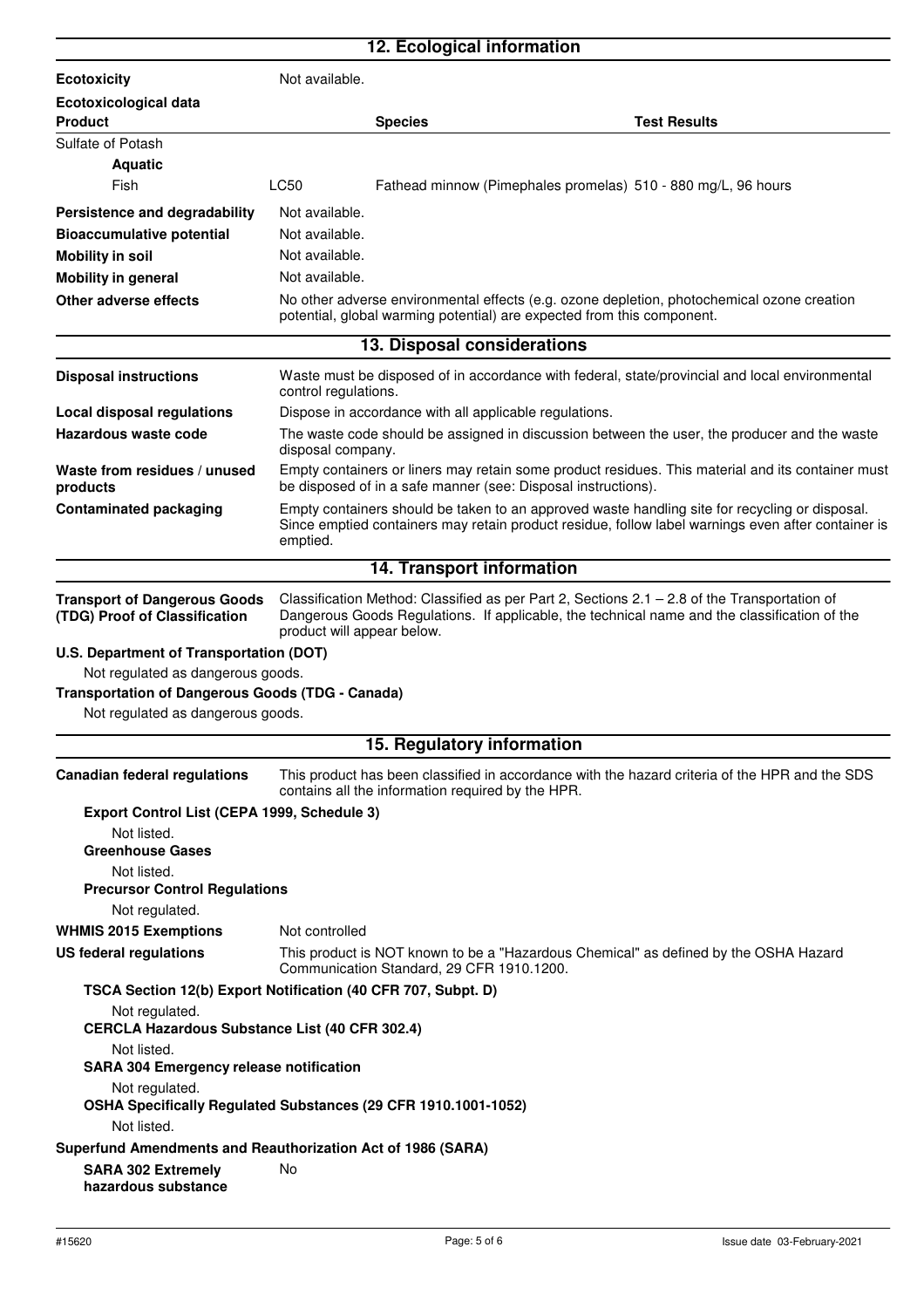## 12. Ecological information

**Ecotoxicity** Not available.

**Ecotoxicological data**

| Product | | Species | Test Results |
|---|---|---|---|
| Sulfate of Potash | | | |
| **Aquatic** | | | |
| Fish | LC50 | Fathead minnow (Pimephales promelas) | 510 - 880 mg/L, 96 hours |

**Persistence and degradability** Not available.

**Bioaccumulative potential** Not available.

**Mobility in soil** Not available.

**Mobility in general** Not available.

**Other adverse effects** No other adverse environmental effects (e.g. ozone depletion, photochemical ozone creation potential, global warming potential) are expected from this component.

## 13. Disposal considerations

**Disposal instructions** Waste must be disposed of in accordance with federal, state/provincial and local environmental control regulations.

**Local disposal regulations** Dispose in accordance with all applicable regulations.

**Hazardous waste code** The waste code should be assigned in discussion between the user, the producer and the waste disposal company.

**Waste from residues / unused products** Empty containers or liners may retain some product residues. This material and its container must be disposed of in a safe manner (see: Disposal instructions).

**Contaminated packaging** Empty containers should be taken to an approved waste handling site for recycling or disposal. Since emptied containers may retain product residue, follow label warnings even after container is emptied.

## 14. Transport information

**Transport of Dangerous Goods (TDG) Proof of Classification** Classification Method: Classified as per Part 2, Sections 2.1 – 2.8 of the Transportation of Dangerous Goods Regulations. If applicable, the technical name and the classification of the product will appear below.

**U.S. Department of Transportation (DOT)**

Not regulated as dangerous goods.

**Transportation of Dangerous Goods (TDG - Canada)**

Not regulated as dangerous goods.

## 15. Regulatory information

**Canadian federal regulations** This product has been classified in accordance with the hazard criteria of the HPR and the SDS contains all the information required by the HPR.

**Export Control List (CEPA 1999, Schedule 3)**

Not listed.

**Greenhouse Gases**

Not listed.

**Precursor Control Regulations**

Not regulated.

**WHMIS 2015 Exemptions** Not controlled

**US federal regulations** This product is NOT known to be a "Hazardous Chemical" as defined by the OSHA Hazard Communication Standard, 29 CFR 1910.1200.

**TSCA Section 12(b) Export Notification (40 CFR 707, Subpt. D)**

Not regulated.

**CERCLA Hazardous Substance List (40 CFR 302.4)**

Not listed.

**SARA 304 Emergency release notification**

Not regulated.

**OSHA Specifically Regulated Substances (29 CFR 1910.1001-1052)**

Not listed.

**Superfund Amendments and Reauthorization Act of 1986 (SARA)**

**SARA 302 Extremely hazardous substance** No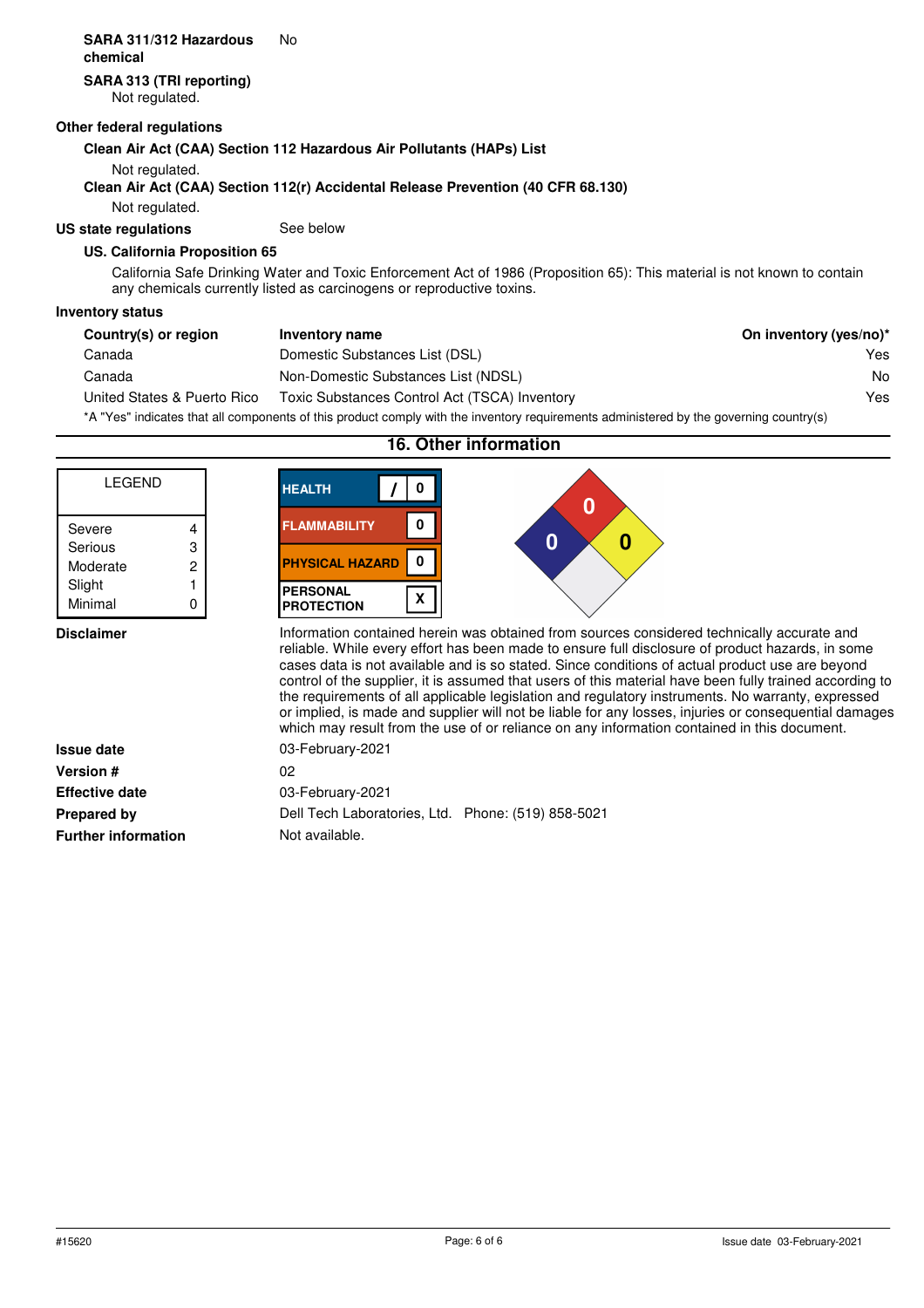**SARA 311/312 Hazardous chemical** No

**SARA 313 (TRI reporting)**

Not regulated.

**Other federal regulations**

**Clean Air Act (CAA) Section 112 Hazardous Air Pollutants (HAPs) List**

Not regulated.

**Clean Air Act (CAA) Section 112(r) Accidental Release Prevention (40 CFR 68.130)**

Not regulated.

**US state regulations** See below

**US. California Proposition 65**

California Safe Drinking Water and Toxic Enforcement Act of 1986 (Proposition 65): This material is not known to contain any chemicals currently listed as carcinogens or reproductive toxins.

**Inventory status**

| Country(s) or region | Inventory name | On inventory (yes/no)* |
|---|---|---|
| Canada | Domestic Substances List (DSL) | Yes |
| Canada | Non-Domestic Substances List (NDSL) | No |
| United States & Puerto Rico | Toxic Substances Control Act (TSCA) Inventory | Yes |

*A "Yes" indicates that all components of this product comply with the inventory requirements administered by the governing country(s)

## 16. Other information

| LEGEND | |
|---|---|
| Severe | 4 |
| Serious | 3 |
| Moderate | 2 |
| Slight | 1 |
| Minimal | 0 |

| | |
|---|---|
| HEALTH | / 0 |
| FLAMMABILITY | 0 |
| PHYSICAL HAZARD | 0 |
| PERSONAL PROTECTION | X |

NFPA: Health 0, Flammability 0, Instability 0

**Disclaimer**

Information contained herein was obtained from sources considered technically accurate and reliable. While every effort has been made to ensure full disclosure of product hazards, in some cases data is not available and is so stated. Since conditions of actual product use are beyond control of the supplier, it is assumed that users of this material have been fully trained according to the requirements of all applicable legislation and regulatory instruments. No warranty, expressed or implied, is made and supplier will not be liable for any losses, injuries or consequential damages which may result from the use of or reliance on any information contained in this document.

**Issue date** 03-February-2021

**Version #** 02

**Effective date** 03-February-2021

**Prepared by** Dell Tech Laboratories, Ltd. Phone: (519) 858-5021

**Further information** Not available.